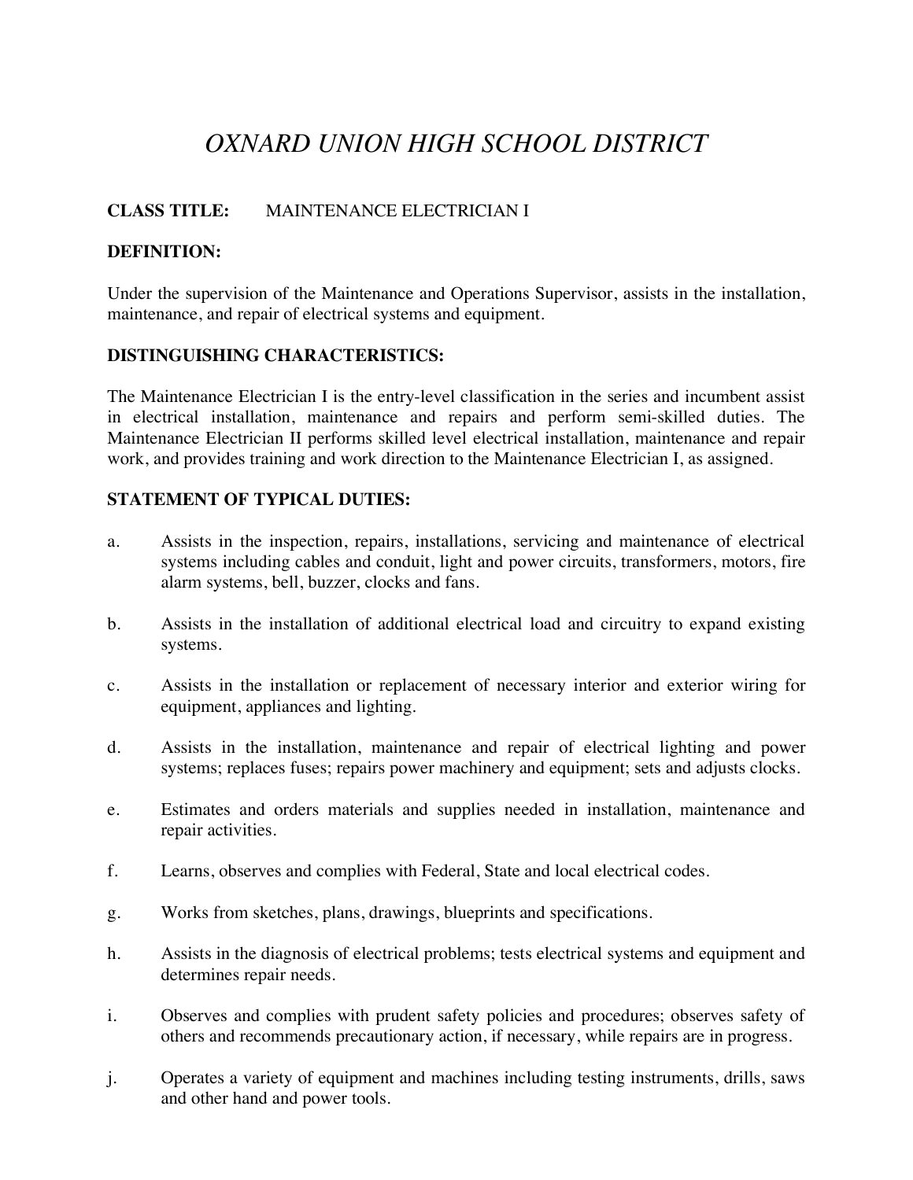# *OXNARD UNION HIGH SCHOOL DISTRICT*

**CLASS TITLE:** MAINTENANCE ELECTRICIAN I

**DEFINITION:**

Under the supervision of the Maintenance and Operations Supervisor, assists in the installation, maintenance, and repair of electrical systems and equipment.

**DISTINGUISHING CHARACTERISTICS:**

The Maintenance Electrician I is the entry-level classification in the series and incumbent assist in electrical installation, maintenance and repairs and perform semi-skilled duties. The Maintenance Electrician II performs skilled level electrical installation, maintenance and repair work, and provides training and work direction to the Maintenance Electrician I, as assigned.

**STATEMENT OF TYPICAL DUTIES:**

a. Assists in the inspection, repairs, installations, servicing and maintenance of electrical systems including cables and conduit, light and power circuits, transformers, motors, fire alarm systems, bell, buzzer, clocks and fans.

b. Assists in the installation of additional electrical load and circuitry to expand existing systems.

c. Assists in the installation or replacement of necessary interior and exterior wiring for equipment, appliances and lighting.

d. Assists in the installation, maintenance and repair of electrical lighting and power systems; replaces fuses; repairs power machinery and equipment; sets and adjusts clocks.

e. Estimates and orders materials and supplies needed in installation, maintenance and repair activities.

f. Learns, observes and complies with Federal, State and local electrical codes.

g. Works from sketches, plans, drawings, blueprints and specifications.

h. Assists in the diagnosis of electrical problems; tests electrical systems and equipment and determines repair needs.

i. Observes and complies with prudent safety policies and procedures; observes safety of others and recommends precautionary action, if necessary, while repairs are in progress.

j. Operates a variety of equipment and machines including testing instruments, drills, saws and other hand and power tools.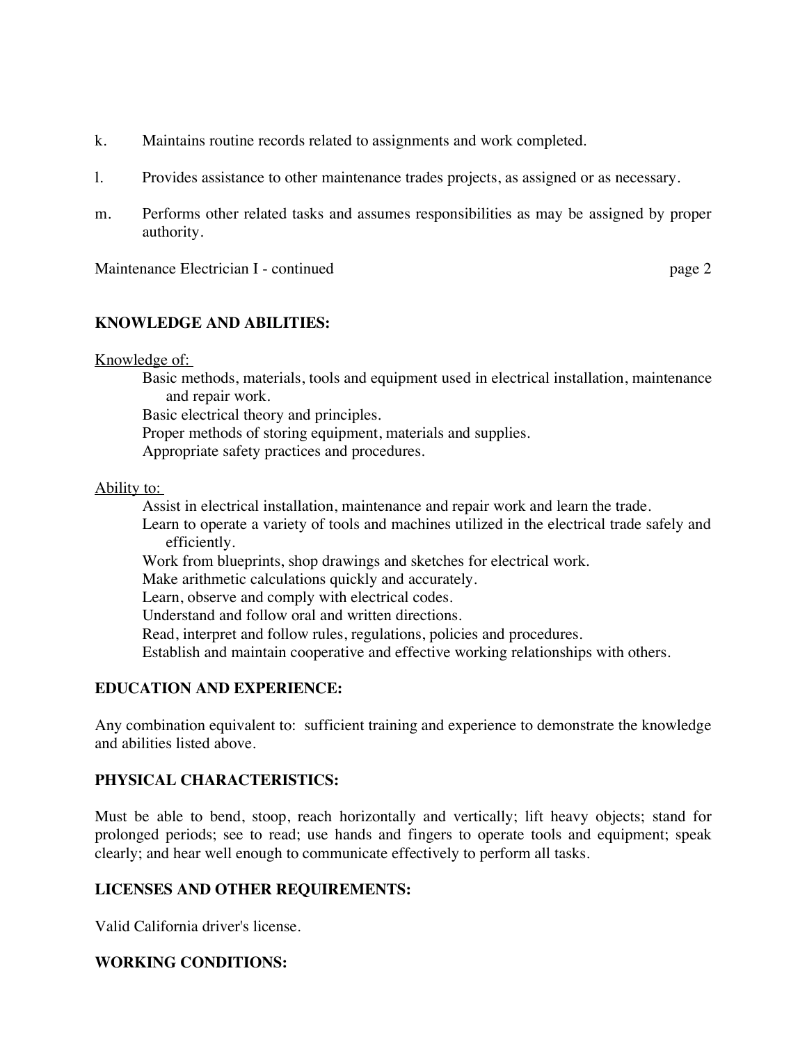k. Maintains routine records related to assignments and work completed.

l. Provides assistance to other maintenance trades projects, as assigned or as necessary.

m. Performs other related tasks and assumes responsibilities as may be assigned by proper authority.

## KNOWLEDGE AND ABILITIES:

Knowledge of:

Basic methods, materials, tools and equipment used in electrical installation, maintenance and repair work.
Basic electrical theory and principles.
Proper methods of storing equipment, materials and supplies.
Appropriate safety practices and procedures.

Ability to:

Assist in electrical installation, maintenance and repair work and learn the trade.
Learn to operate a variety of tools and machines utilized in the electrical trade safely and efficiently.
Work from blueprints, shop drawings and sketches for electrical work.
Make arithmetic calculations quickly and accurately.
Learn, observe and comply with electrical codes.
Understand and follow oral and written directions.
Read, interpret and follow rules, regulations, policies and procedures.
Establish and maintain cooperative and effective working relationships with others.

## EDUCATION AND EXPERIENCE:

Any combination equivalent to: sufficient training and experience to demonstrate the knowledge and abilities listed above.

## PHYSICAL CHARACTERISTICS:

Must be able to bend, stoop, reach horizontally and vertically; lift heavy objects; stand for prolonged periods; see to read; use hands and fingers to operate tools and equipment; speak clearly; and hear well enough to communicate effectively to perform all tasks.

## LICENSES AND OTHER REQUIREMENTS:

Valid California driver's license.

## WORKING CONDITIONS: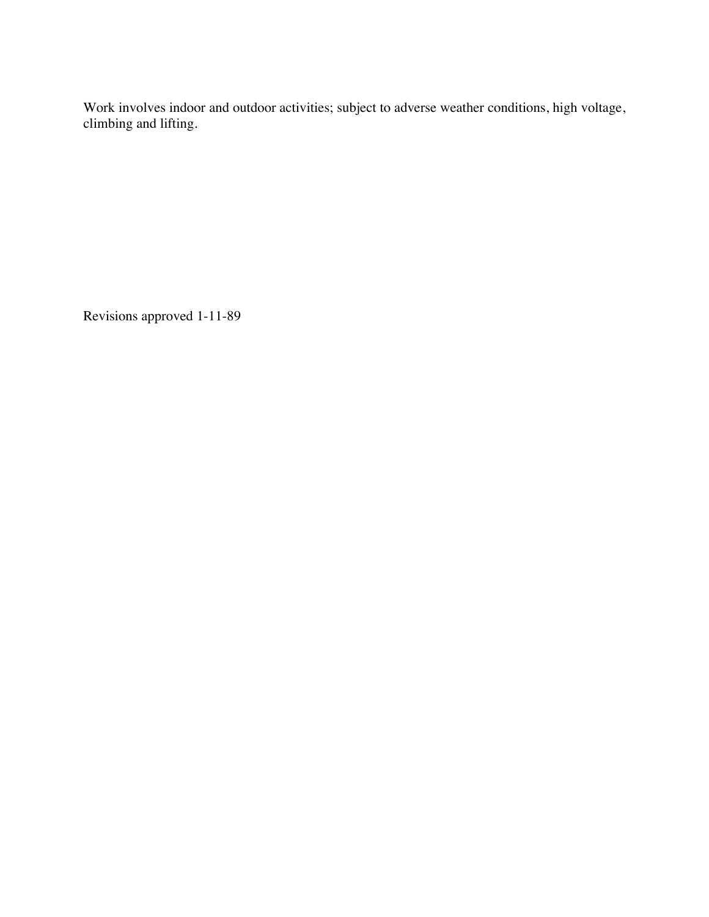Work involves indoor and outdoor activities; subject to adverse weather conditions, high voltage, climbing and lifting.

Revisions approved 1-11-89